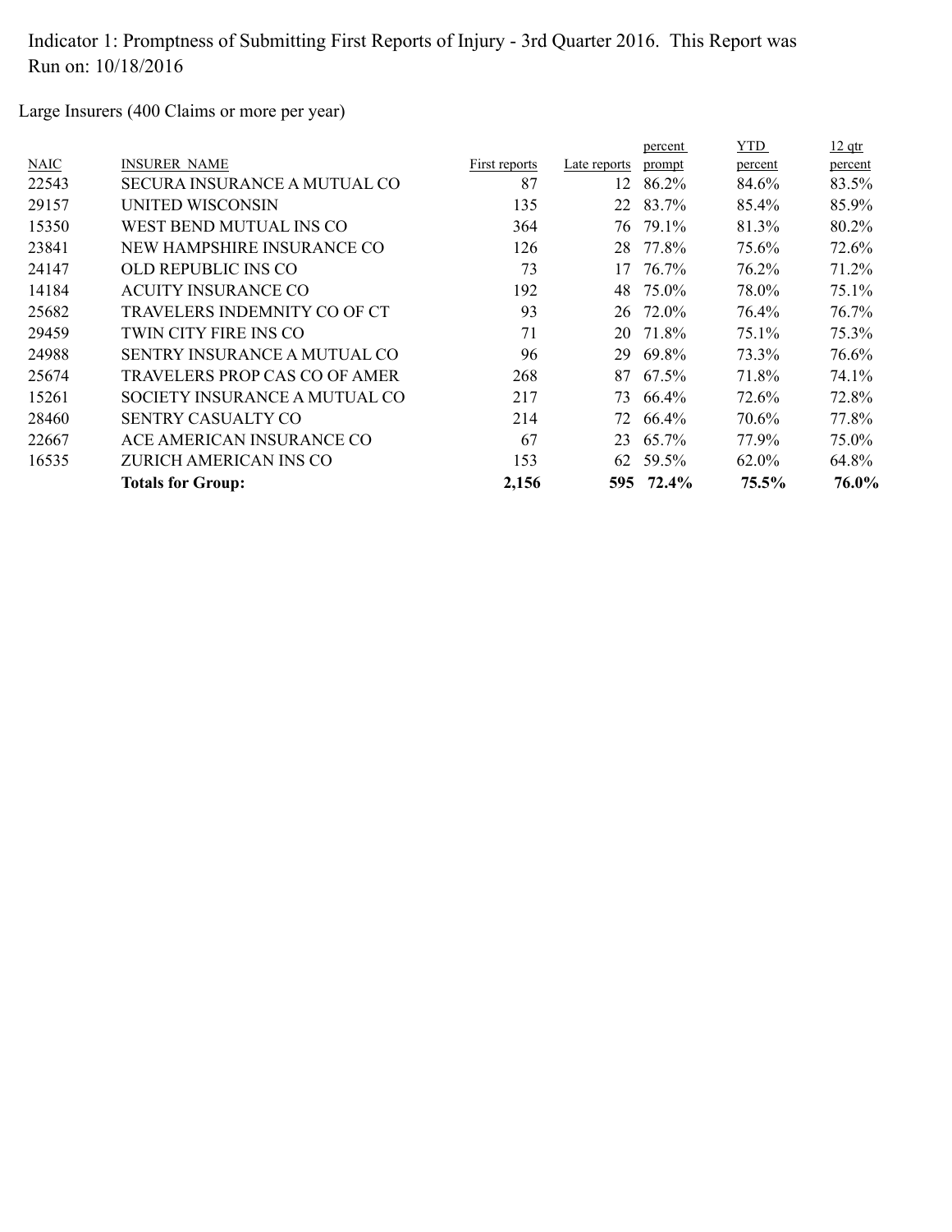Indicator 1: Promptness of Submitting First Reports of Injury - 3rd Quarter 2016. This Report was Run on: 10/18/2016

Large Insurers (400 Claims or more per year)

| NAIC | INSURER NAME | First reports | Late reports | percent prompt | YTD percent | 12 qtr percent |
|---|---|---|---|---|---|---|
| 22543 | SECURA INSURANCE A MUTUAL CO | 87 | 12 | 86.2% | 84.6% | 83.5% |
| 29157 | UNITED WISCONSIN | 135 | 22 | 83.7% | 85.4% | 85.9% |
| 15350 | WEST BEND MUTUAL INS CO | 364 | 76 | 79.1% | 81.3% | 80.2% |
| 23841 | NEW HAMPSHIRE INSURANCE CO | 126 | 28 | 77.8% | 75.6% | 72.6% |
| 24147 | OLD REPUBLIC INS CO | 73 | 17 | 76.7% | 76.2% | 71.2% |
| 14184 | ACUITY INSURANCE CO | 192 | 48 | 75.0% | 78.0% | 75.1% |
| 25682 | TRAVELERS INDEMNITY CO OF CT | 93 | 26 | 72.0% | 76.4% | 76.7% |
| 29459 | TWIN CITY FIRE INS CO | 71 | 20 | 71.8% | 75.1% | 75.3% |
| 24988 | SENTRY INSURANCE A MUTUAL CO | 96 | 29 | 69.8% | 73.3% | 76.6% |
| 25674 | TRAVELERS PROP CAS CO OF AMER | 268 | 87 | 67.5% | 71.8% | 74.1% |
| 15261 | SOCIETY INSURANCE A MUTUAL CO | 217 | 73 | 66.4% | 72.6% | 72.8% |
| 28460 | SENTRY CASUALTY CO | 214 | 72 | 66.4% | 70.6% | 77.8% |
| 22667 | ACE AMERICAN INSURANCE CO | 67 | 23 | 65.7% | 77.9% | 75.0% |
| 16535 | ZURICH AMERICAN INS CO | 153 | 62 | 59.5% | 62.0% | 64.8% |
| | **Totals for Group:** | **2,156** | **595** | **72.4%** | **75.5%** | **76.0%** |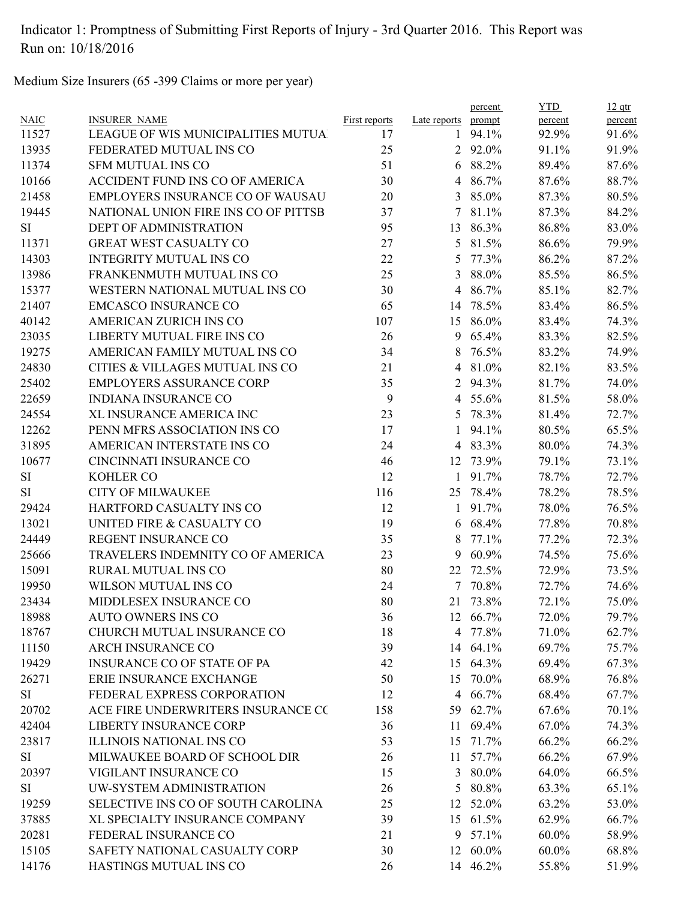Indicator 1: Promptness of Submitting First Reports of Injury - 3rd Quarter 2016. This Report was Run on: 10/18/2016

Medium Size Insurers (65 -399 Claims or more per year)

| NAIC | INSURER_NAME | First reports | Late reports | percent prompt | YTD percent | 12 qtr percent |
|---|---|---|---|---|---|---|
| 11527 | LEAGUE OF WIS MUNICIPALITIES MUTUA | 17 | 1 | 94.1% | 92.9% | 91.6% |
| 13935 | FEDERATED MUTUAL INS CO | 25 | 2 | 92.0% | 91.1% | 91.9% |
| 11374 | SFM MUTUAL INS CO | 51 | 6 | 88.2% | 89.4% | 87.6% |
| 10166 | ACCIDENT FUND INS CO OF AMERICA | 30 | 4 | 86.7% | 87.6% | 88.7% |
| 21458 | EMPLOYERS INSURANCE CO OF WAUSAU | 20 | 3 | 85.0% | 87.3% | 80.5% |
| 19445 | NATIONAL UNION FIRE INS CO OF PITTSB | 37 | 7 | 81.1% | 87.3% | 84.2% |
| SI | DEPT OF ADMINISTRATION | 95 | 13 | 86.3% | 86.8% | 83.0% |
| 11371 | GREAT WEST CASUALTY CO | 27 | 5 | 81.5% | 86.6% | 79.9% |
| 14303 | INTEGRITY MUTUAL INS CO | 22 | 5 | 77.3% | 86.2% | 87.2% |
| 13986 | FRANKENMUTH MUTUAL INS CO | 25 | 3 | 88.0% | 85.5% | 86.5% |
| 15377 | WESTERN NATIONAL MUTUAL INS CO | 30 | 4 | 86.7% | 85.1% | 82.7% |
| 21407 | EMCASCO INSURANCE CO | 65 | 14 | 78.5% | 83.4% | 86.5% |
| 40142 | AMERICAN ZURICH INS CO | 107 | 15 | 86.0% | 83.4% | 74.3% |
| 23035 | LIBERTY MUTUAL FIRE INS CO | 26 | 9 | 65.4% | 83.3% | 82.5% |
| 19275 | AMERICAN FAMILY MUTUAL INS CO | 34 | 8 | 76.5% | 83.2% | 74.9% |
| 24830 | CITIES & VILLAGES MUTUAL INS CO | 21 | 4 | 81.0% | 82.1% | 83.5% |
| 25402 | EMPLOYERS ASSURANCE CORP | 35 | 2 | 94.3% | 81.7% | 74.0% |
| 22659 | INDIANA INSURANCE CO | 9 | 4 | 55.6% | 81.5% | 58.0% |
| 24554 | XL INSURANCE AMERICA INC | 23 | 5 | 78.3% | 81.4% | 72.7% |
| 12262 | PENN MFRS ASSOCIATION INS CO | 17 | 1 | 94.1% | 80.5% | 65.5% |
| 31895 | AMERICAN INTERSTATE INS CO | 24 | 4 | 83.3% | 80.0% | 74.3% |
| 10677 | CINCINNATI INSURANCE CO | 46 | 12 | 73.9% | 79.1% | 73.1% |
| SI | KOHLER CO | 12 | 1 | 91.7% | 78.7% | 72.7% |
| SI | CITY OF MILWAUKEE | 116 | 25 | 78.4% | 78.2% | 78.5% |
| 29424 | HARTFORD CASUALTY INS CO | 12 | 1 | 91.7% | 78.0% | 76.5% |
| 13021 | UNITED FIRE & CASUALTY CO | 19 | 6 | 68.4% | 77.8% | 70.8% |
| 24449 | REGENT INSURANCE CO | 35 | 8 | 77.1% | 77.2% | 72.3% |
| 25666 | TRAVELERS INDEMNITY CO OF AMERICA | 23 | 9 | 60.9% | 74.5% | 75.6% |
| 15091 | RURAL MUTUAL INS CO | 80 | 22 | 72.5% | 72.9% | 73.5% |
| 19950 | WILSON MUTUAL INS CO | 24 | 7 | 70.8% | 72.7% | 74.6% |
| 23434 | MIDDLESEX INSURANCE CO | 80 | 21 | 73.8% | 72.1% | 75.0% |
| 18988 | AUTO OWNERS INS CO | 36 | 12 | 66.7% | 72.0% | 79.7% |
| 18767 | CHURCH MUTUAL INSURANCE CO | 18 | 4 | 77.8% | 71.0% | 62.7% |
| 11150 | ARCH INSURANCE CO | 39 | 14 | 64.1% | 69.7% | 75.7% |
| 19429 | INSURANCE CO OF STATE OF PA | 42 | 15 | 64.3% | 69.4% | 67.3% |
| 26271 | ERIE INSURANCE EXCHANGE | 50 | 15 | 70.0% | 68.9% | 76.8% |
| SI | FEDERAL EXPRESS CORPORATION | 12 | 4 | 66.7% | 68.4% | 67.7% |
| 20702 | ACE FIRE UNDERWRITERS INSURANCE CC | 158 | 59 | 62.7% | 67.6% | 70.1% |
| 42404 | LIBERTY INSURANCE CORP | 36 | 11 | 69.4% | 67.0% | 74.3% |
| 23817 | ILLINOIS NATIONAL INS CO | 53 | 15 | 71.7% | 66.2% | 66.2% |
| SI | MILWAUKEE BOARD OF SCHOOL DIR | 26 | 11 | 57.7% | 66.2% | 67.9% |
| 20397 | VIGILANT INSURANCE CO | 15 | 3 | 80.0% | 64.0% | 66.5% |
| SI | UW-SYSTEM ADMINISTRATION | 26 | 5 | 80.8% | 63.3% | 65.1% |
| 19259 | SELECTIVE INS CO OF SOUTH CAROLINA | 25 | 12 | 52.0% | 63.2% | 53.0% |
| 37885 | XL SPECIALTY INSURANCE COMPANY | 39 | 15 | 61.5% | 62.9% | 66.7% |
| 20281 | FEDERAL INSURANCE CO | 21 | 9 | 57.1% | 60.0% | 58.9% |
| 15105 | SAFETY NATIONAL CASUALTY CORP | 30 | 12 | 60.0% | 60.0% | 68.8% |
| 14176 | HASTINGS MUTUAL INS CO | 26 | 14 | 46.2% | 55.8% | 51.9% |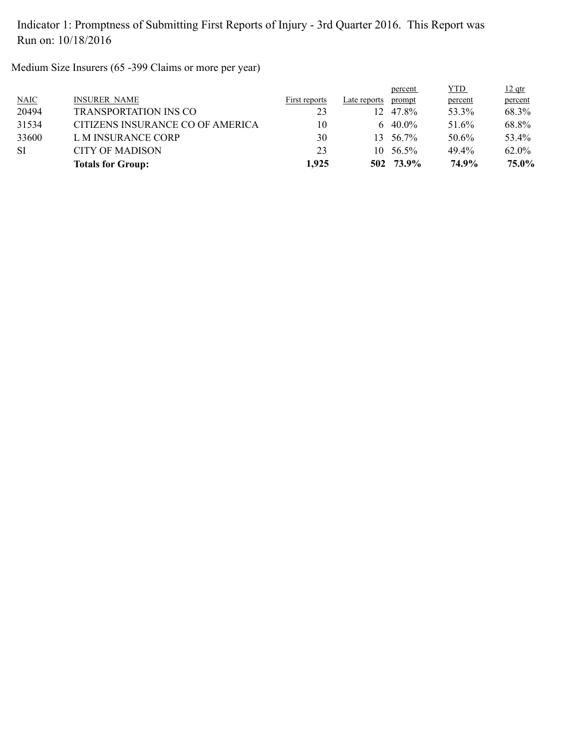Indicator 1: Promptness of Submitting First Reports of Injury - 3rd Quarter 2016. This Report was Run on: 10/18/2016

Medium Size Insurers (65 -399 Claims or more per year)

| NAIC | INSURER NAME | First reports | Late reports | percent prompt | YTD percent | 12 qtr percent |
|---|---|---|---|---|---|---|
| 20494 | TRANSPORTATION INS CO | 23 | 12 | 47.8% | 53.3% | 68.3% |
| 31534 | CITIZENS INSURANCE CO OF AMERICA | 10 | 6 | 40.0% | 51.6% | 68.8% |
| 33600 | L M INSURANCE CORP | 30 | 13 | 56.7% | 50.6% | 53.4% |
| SI | CITY OF MADISON | 23 | 10 | 56.5% | 49.4% | 62.0% |
| | **Totals for Group:** | **1,925** | **502** | **73.9%** | **74.9%** | **75.0%** |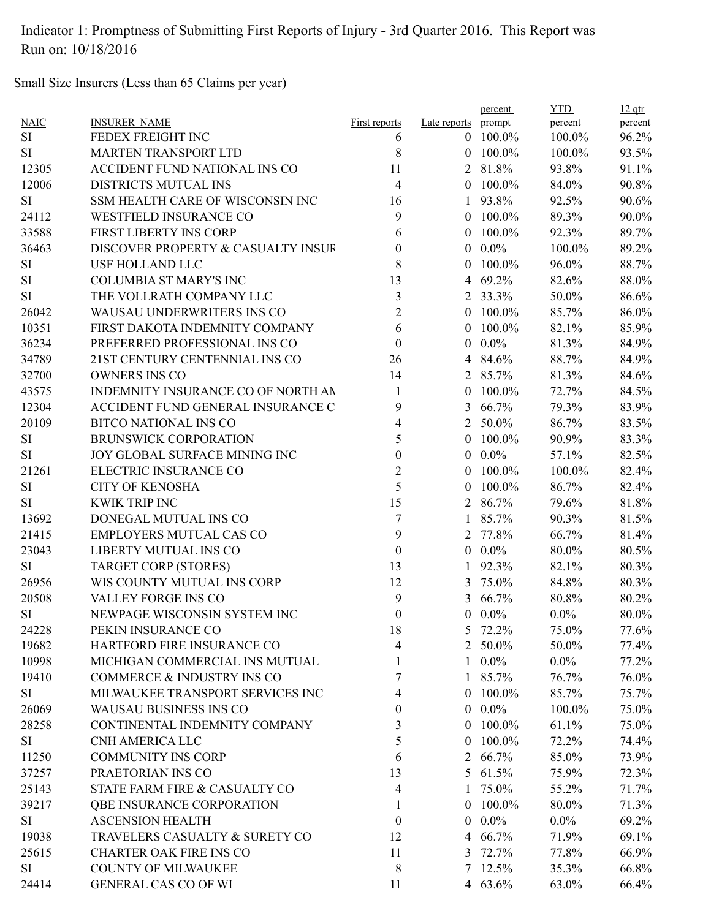Indicator 1: Promptness of Submitting First Reports of Injury - 3rd Quarter 2016. This Report was Run on: 10/18/2016

Small Size Insurers (Less than 65 Claims per year)

| NAIC | INSURER_NAME | First reports | Late reports | percent prompt | YTD percent | 12 qtr percent |
|---|---|---|---|---|---|---|
| SI | FEDEX FREIGHT INC | 6 | 0 | 100.0% | 100.0% | 96.2% |
| SI | MARTEN TRANSPORT LTD | 8 | 0 | 100.0% | 100.0% | 93.5% |
| 12305 | ACCIDENT FUND NATIONAL INS CO | 11 | 2 | 81.8% | 93.8% | 91.1% |
| 12006 | DISTRICTS MUTUAL INS | 4 | 0 | 100.0% | 84.0% | 90.8% |
| SI | SSM HEALTH CARE OF WISCONSIN INC | 16 | 1 | 93.8% | 92.5% | 90.6% |
| 24112 | WESTFIELD INSURANCE CO | 9 | 0 | 100.0% | 89.3% | 90.0% |
| 33588 | FIRST LIBERTY INS CORP | 6 | 0 | 100.0% | 92.3% | 89.7% |
| 36463 | DISCOVER PROPERTY & CASUALTY INSUF | 0 | 0 | 0.0% | 100.0% | 89.2% |
| SI | USF HOLLAND LLC | 8 | 0 | 100.0% | 96.0% | 88.7% |
| SI | COLUMBIA ST MARY'S INC | 13 | 4 | 69.2% | 82.6% | 88.0% |
| SI | THE VOLLRATH COMPANY LLC | 3 | 2 | 33.3% | 50.0% | 86.6% |
| 26042 | WAUSAU UNDERWRITERS INS CO | 2 | 0 | 100.0% | 85.7% | 86.0% |
| 10351 | FIRST DAKOTA INDEMNITY COMPANY | 6 | 0 | 100.0% | 82.1% | 85.9% |
| 36234 | PREFERRED PROFESSIONAL INS CO | 0 | 0 | 0.0% | 81.3% | 84.9% |
| 34789 | 21ST CENTURY CENTENNIAL INS CO | 26 | 4 | 84.6% | 88.7% | 84.9% |
| 32700 | OWNERS INS CO | 14 | 2 | 85.7% | 81.3% | 84.6% |
| 43575 | INDEMNITY INSURANCE CO OF NORTH AM | 1 | 0 | 100.0% | 72.7% | 84.5% |
| 12304 | ACCIDENT FUND GENERAL INSURANCE C | 9 | 3 | 66.7% | 79.3% | 83.9% |
| 20109 | BITCO NATIONAL INS CO | 4 | 2 | 50.0% | 86.7% | 83.5% |
| SI | BRUNSWICK CORPORATION | 5 | 0 | 100.0% | 90.9% | 83.3% |
| SI | JOY GLOBAL SURFACE MINING INC | 0 | 0 | 0.0% | 57.1% | 82.5% |
| 21261 | ELECTRIC INSURANCE CO | 2 | 0 | 100.0% | 100.0% | 82.4% |
| SI | CITY OF KENOSHA | 5 | 0 | 100.0% | 86.7% | 82.4% |
| SI | KWIK TRIP INC | 15 | 2 | 86.7% | 79.6% | 81.8% |
| 13692 | DONEGAL MUTUAL INS CO | 7 | 1 | 85.7% | 90.3% | 81.5% |
| 21415 | EMPLOYERS MUTUAL CAS CO | 9 | 2 | 77.8% | 66.7% | 81.4% |
| 23043 | LIBERTY MUTUAL INS CO | 0 | 0 | 0.0% | 80.0% | 80.5% |
| SI | TARGET CORP (STORES) | 13 | 1 | 92.3% | 82.1% | 80.3% |
| 26956 | WIS COUNTY MUTUAL INS CORP | 12 | 3 | 75.0% | 84.8% | 80.3% |
| 20508 | VALLEY FORGE INS CO | 9 | 3 | 66.7% | 80.8% | 80.2% |
| SI | NEWPAGE WISCONSIN SYSTEM INC | 0 | 0 | 0.0% | 0.0% | 80.0% |
| 24228 | PEKIN INSURANCE CO | 18 | 5 | 72.2% | 75.0% | 77.6% |
| 19682 | HARTFORD FIRE INSURANCE CO | 4 | 2 | 50.0% | 50.0% | 77.4% |
| 10998 | MICHIGAN COMMERCIAL INS MUTUAL | 1 | 1 | 0.0% | 0.0% | 77.2% |
| 19410 | COMMERCE & INDUSTRY INS CO | 7 | 1 | 85.7% | 76.7% | 76.0% |
| SI | MILWAUKEE TRANSPORT SERVICES INC | 4 | 0 | 100.0% | 85.7% | 75.7% |
| 26069 | WAUSAU BUSINESS INS CO | 0 | 0 | 0.0% | 100.0% | 75.0% |
| 28258 | CONTINENTAL INDEMNITY COMPANY | 3 | 0 | 100.0% | 61.1% | 75.0% |
| SI | CNH AMERICA LLC | 5 | 0 | 100.0% | 72.2% | 74.4% |
| 11250 | COMMUNITY INS CORP | 6 | 2 | 66.7% | 85.0% | 73.9% |
| 37257 | PRAETORIAN INS CO | 13 | 5 | 61.5% | 75.9% | 72.3% |
| 25143 | STATE FARM FIRE & CASUALTY CO | 4 | 1 | 75.0% | 55.2% | 71.7% |
| 39217 | QBE INSURANCE CORPORATION | 1 | 0 | 100.0% | 80.0% | 71.3% |
| SI | ASCENSION HEALTH | 0 | 0 | 0.0% | 0.0% | 69.2% |
| 19038 | TRAVELERS CASUALTY & SURETY CO | 12 | 4 | 66.7% | 71.9% | 69.1% |
| 25615 | CHARTER OAK FIRE INS CO | 11 | 3 | 72.7% | 77.8% | 66.9% |
| SI | COUNTY OF MILWAUKEE | 8 | 7 | 12.5% | 35.3% | 66.8% |
| 24414 | GENERAL CAS CO OF WI | 11 | 4 | 63.6% | 63.0% | 66.4% |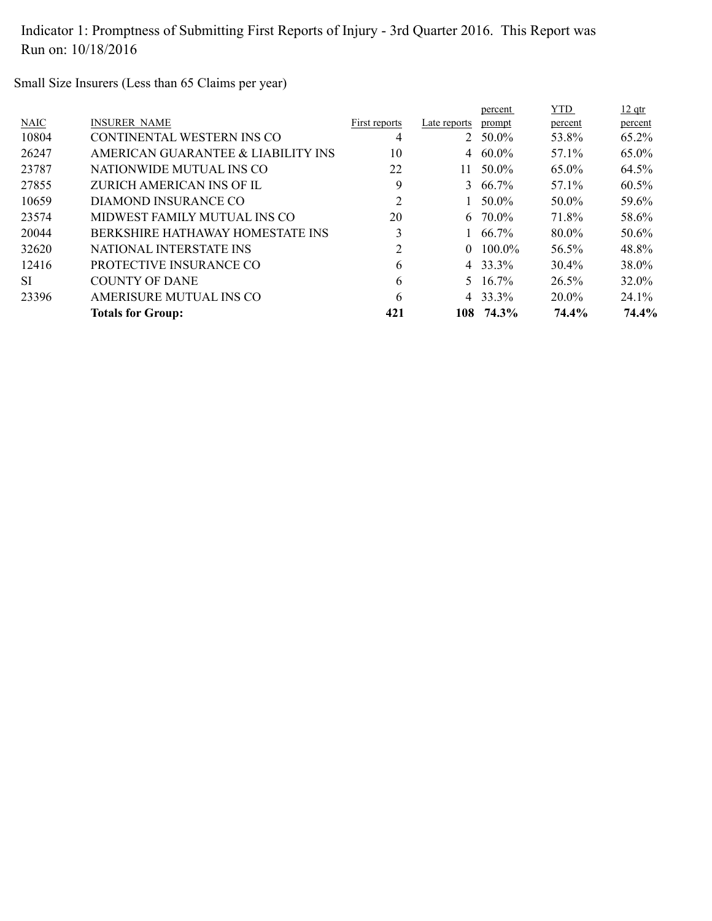Indicator 1: Promptness of Submitting First Reports of Injury - 3rd Quarter 2016. This Report was Run on: 10/18/2016

Small Size Insurers (Less than 65 Claims per year)

| NAIC | INSURER NAME | First reports | Late reports | percent prompt | YTD percent | 12 qtr percent |
|---|---|---|---|---|---|---|
| 10804 | CONTINENTAL WESTERN INS CO | 4 | 2 | 50.0% | 53.8% | 65.2% |
| 26247 | AMERICAN GUARANTEE & LIABILITY INS | 10 | 4 | 60.0% | 57.1% | 65.0% |
| 23787 | NATIONWIDE MUTUAL INS CO | 22 | 11 | 50.0% | 65.0% | 64.5% |
| 27855 | ZURICH AMERICAN INS OF IL | 9 | 3 | 66.7% | 57.1% | 60.5% |
| 10659 | DIAMOND INSURANCE CO | 2 | 1 | 50.0% | 50.0% | 59.6% |
| 23574 | MIDWEST FAMILY MUTUAL INS CO | 20 | 6 | 70.0% | 71.8% | 58.6% |
| 20044 | BERKSHIRE HATHAWAY HOMESTATE INS | 3 | 1 | 66.7% | 80.0% | 50.6% |
| 32620 | NATIONAL INTERSTATE INS | 2 | 0 | 100.0% | 56.5% | 48.8% |
| 12416 | PROTECTIVE INSURANCE CO | 6 | 4 | 33.3% | 30.4% | 38.0% |
| SI | COUNTY OF DANE | 6 | 5 | 16.7% | 26.5% | 32.0% |
| 23396 | AMERISURE MUTUAL INS CO | 6 | 4 | 33.3% | 20.0% | 24.1% |
| | **Totals for Group:** | **421** | **108** | **74.3%** | **74.4%** | **74.4%** |